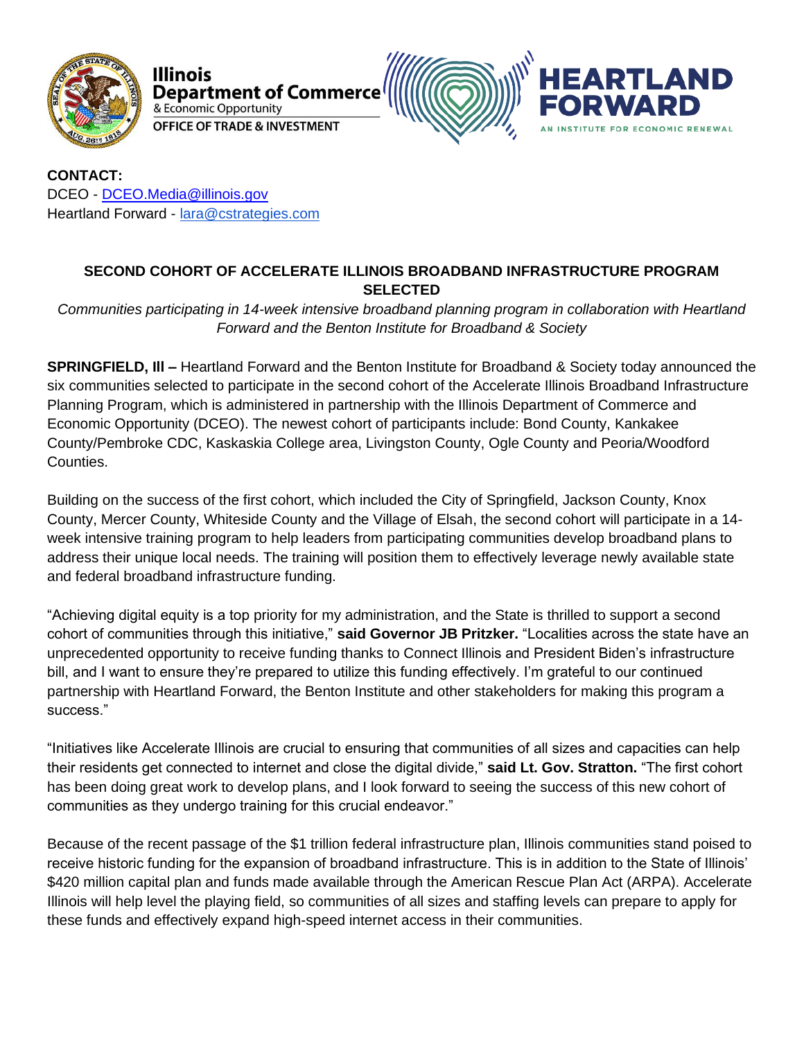**CONTACT:**
DCEO - [DCEO.Media@illinois.gov](mailto:DCEO.Media@illinois.gov)
Heartland Forward - [lara@cstrategies.com](mailto:lara@cstrategies.com)

**SECOND COHORT OF ACCELERATE ILLINOIS BROADBAND INFRASTRUCTURE PROGRAM SELECTED**

*Communities participating in 14-week intensive broadband planning program in collaboration with Heartland Forward and the Benton Institute for Broadband & Society*

**SPRINGFIELD, Ill –** Heartland Forward and the Benton Institute for Broadband & Society today announced the six communities selected to participate in the second cohort of the Accelerate Illinois Broadband Infrastructure Planning Program, which is administered in partnership with the Illinois Department of Commerce and Economic Opportunity (DCEO). The newest cohort of participants include: Bond County, Kankakee County/Pembroke CDC, Kaskaskia College area, Livingston County, Ogle County and Peoria/Woodford Counties.

Building on the success of the first cohort, which included the City of Springfield, Jackson County, Knox County, Mercer County, Whiteside County and the Village of Elsah, the second cohort will participate in a 14-week intensive training program to help leaders from participating communities develop broadband plans to address their unique local needs. The training will position them to effectively leverage newly available state and federal broadband infrastructure funding.

"Achieving digital equity is a top priority for my administration, and the State is thrilled to support a second cohort of communities through this initiative," **said Governor JB Pritzker.** "Localities across the state have an unprecedented opportunity to receive funding thanks to Connect Illinois and President Biden's infrastructure bill, and I want to ensure they're prepared to utilize this funding effectively. I'm grateful to our continued partnership with Heartland Forward, the Benton Institute and other stakeholders for making this program a success."

"Initiatives like Accelerate Illinois are crucial to ensuring that communities of all sizes and capacities can help their residents get connected to internet and close the digital divide," **said Lt. Gov. Stratton.** "The first cohort has been doing great work to develop plans, and I look forward to seeing the success of this new cohort of communities as they undergo training for this crucial endeavor."

Because of the recent passage of the $1 trillion federal infrastructure plan, Illinois communities stand poised to receive historic funding for the expansion of broadband infrastructure. This is in addition to the State of Illinois' $420 million capital plan and funds made available through the American Rescue Plan Act (ARPA). Accelerate Illinois will help level the playing field, so communities of all sizes and staffing levels can prepare to apply for these funds and effectively expand high-speed internet access in their communities.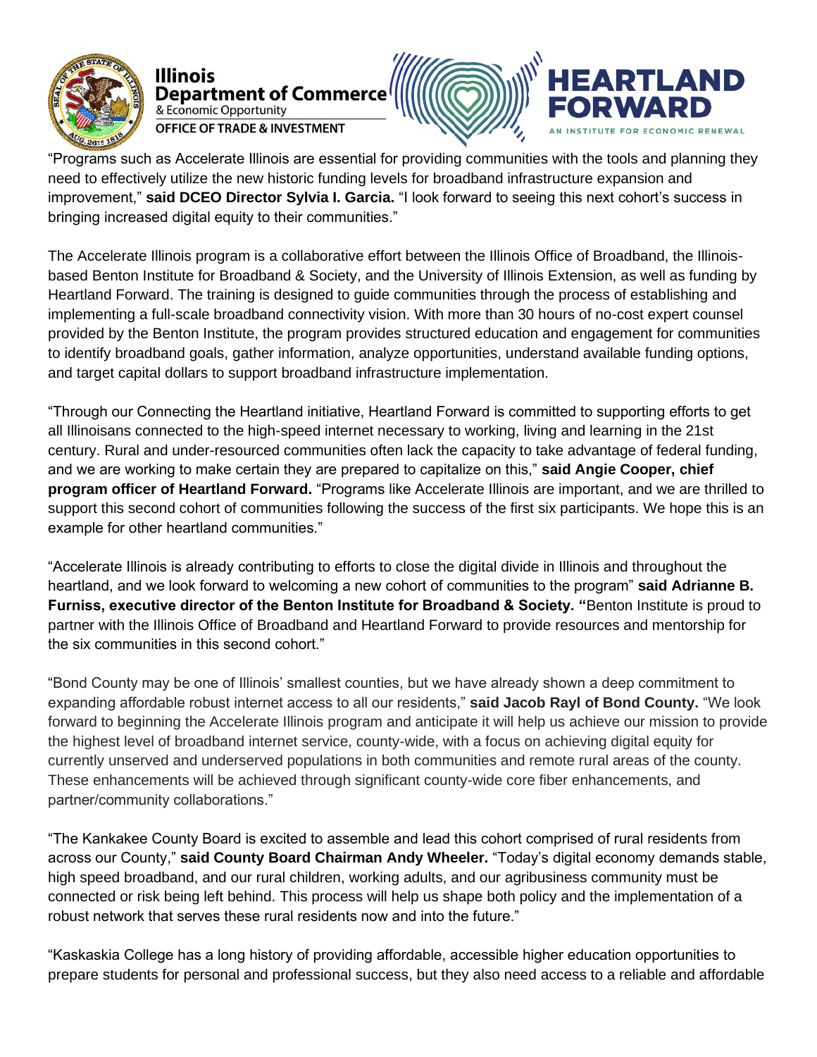"Programs such as Accelerate Illinois are essential for providing communities with the tools and planning they need to effectively utilize the new historic funding levels for broadband infrastructure expansion and improvement," **said DCEO Director Sylvia I. Garcia.** "I look forward to seeing this next cohort's success in bringing increased digital equity to their communities."

The Accelerate Illinois program is a collaborative effort between the Illinois Office of Broadband, the Illinois-based Benton Institute for Broadband & Society, and the University of Illinois Extension, as well as funding by Heartland Forward. The training is designed to guide communities through the process of establishing and implementing a full-scale broadband connectivity vision. With more than 30 hours of no-cost expert counsel provided by the Benton Institute, the program provides structured education and engagement for communities to identify broadband goals, gather information, analyze opportunities, understand available funding options, and target capital dollars to support broadband infrastructure implementation.

"Through our Connecting the Heartland initiative, Heartland Forward is committed to supporting efforts to get all Illinoisans connected to the high-speed internet necessary to working, living and learning in the 21st century. Rural and under-resourced communities often lack the capacity to take advantage of federal funding, and we are working to make certain they are prepared to capitalize on this," **said Angie Cooper, chief program officer of Heartland Forward.** "Programs like Accelerate Illinois are important, and we are thrilled to support this second cohort of communities following the success of the first six participants. We hope this is an example for other heartland communities."

"Accelerate Illinois is already contributing to efforts to close the digital divide in Illinois and throughout the heartland, and we look forward to welcoming a new cohort of communities to the program" **said Adrianne B. Furniss, executive director of the Benton Institute for Broadband & Society. "**Benton Institute is proud to partner with the Illinois Office of Broadband and Heartland Forward to provide resources and mentorship for the six communities in this second cohort."

"Bond County may be one of Illinois' smallest counties, but we have already shown a deep commitment to expanding affordable robust internet access to all our residents," **said Jacob Rayl of Bond County.** "We look forward to beginning the Accelerate Illinois program and anticipate it will help us achieve our mission to provide the highest level of broadband internet service, county-wide, with a focus on achieving digital equity for currently unserved and underserved populations in both communities and remote rural areas of the county. These enhancements will be achieved through significant county-wide core fiber enhancements, and partner/community collaborations."

"The Kankakee County Board is excited to assemble and lead this cohort comprised of rural residents from across our County," **said County Board Chairman Andy Wheeler.** "Today's digital economy demands stable, high speed broadband, and our rural children, working adults, and our agribusiness community must be connected or risk being left behind. This process will help us shape both policy and the implementation of a robust network that serves these rural residents now and into the future."

"Kaskaskia College has a long history of providing affordable, accessible higher education opportunities to prepare students for personal and professional success, but they also need access to a reliable and affordable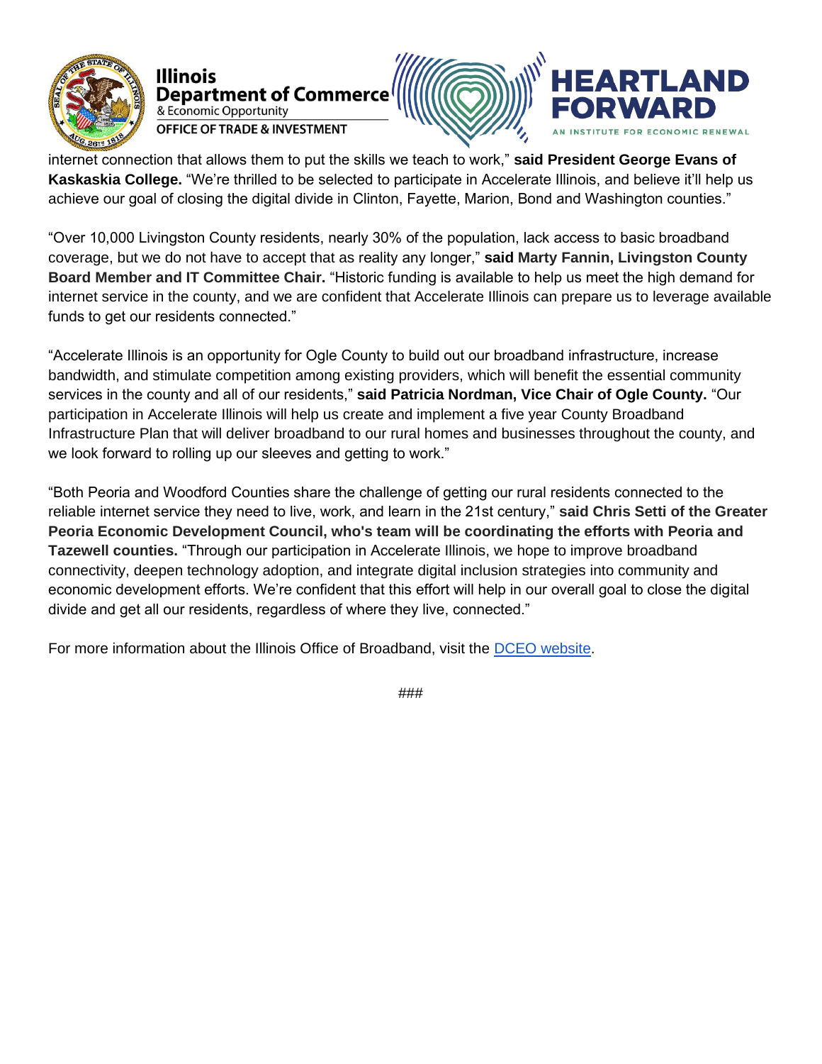internet connection that allows them to put the skills we teach to work," **said President George Evans of Kaskaskia College.** "We're thrilled to be selected to participate in Accelerate Illinois, and believe it'll help us achieve our goal of closing the digital divide in Clinton, Fayette, Marion, Bond and Washington counties."

"Over 10,000 Livingston County residents, nearly 30% of the population, lack access to basic broadband coverage, but we do not have to accept that as reality any longer," **said Marty Fannin, Livingston County Board Member and IT Committee Chair.** "Historic funding is available to help us meet the high demand for internet service in the county, and we are confident that Accelerate Illinois can prepare us to leverage available funds to get our residents connected."

"Accelerate Illinois is an opportunity for Ogle County to build out our broadband infrastructure, increase bandwidth, and stimulate competition among existing providers, which will benefit the essential community services in the county and all of our residents," **said Patricia Nordman, Vice Chair of Ogle County.** "Our participation in Accelerate Illinois will help us create and implement a five year County Broadband Infrastructure Plan that will deliver broadband to our rural homes and businesses throughout the county, and we look forward to rolling up our sleeves and getting to work."

"Both Peoria and Woodford Counties share the challenge of getting our rural residents connected to the reliable internet service they need to live, work, and learn in the 21st century," **said Chris Setti of the Greater Peoria Economic Development Council, who's team will be coordinating the efforts with Peoria and Tazewell counties.** "Through our participation in Accelerate Illinois, we hope to improve broadband connectivity, deepen technology adoption, and integrate digital inclusion strategies into community and economic development efforts. We're confident that this effort will help in our overall goal to close the digital divide and get all our residents, regardless of where they live, connected."

For more information about the Illinois Office of Broadband, visit the [DCEO website](DCEO website).

###